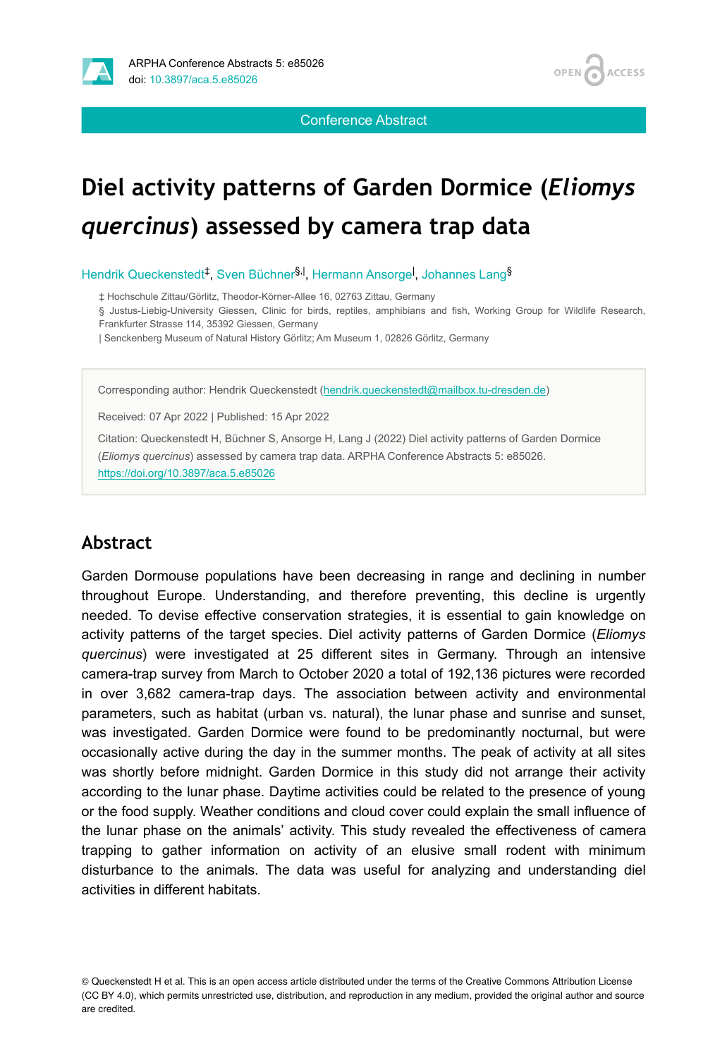Conference Abstract

# Diel activity patterns of Garden Dormice (*Eliomys quercinus*) assessed by camera trap data

Hendrik Queckenstedt[‡], Sven Büchner[§,|], Hermann Ansorge[|], Johannes Lang[§]

‡ Hochschule Zittau/Görlitz, Theodor-Körner-Allee 16, 02763 Zittau, Germany
§ Justus-Liebig-University Giessen, Clinic for birds, reptiles, amphibians and fish, Working Group for Wildlife Research, Frankfurter Strasse 114, 35392 Giessen, Germany
| Senckenberg Museum of Natural History Görlitz; Am Museum 1, 02826 Görlitz, Germany

Corresponding author: Hendrik Queckenstedt (hendrik.queckenstedt@mailbox.tu-dresden.de)

Received: 07 Apr 2022 | Published: 15 Apr 2022

Citation: Queckenstedt H, Büchner S, Ansorge H, Lang J (2022) Diel activity patterns of Garden Dormice (*Eliomys quercinus*) assessed by camera trap data. ARPHA Conference Abstracts 5: e85026. https://doi.org/10.3897/aca.5.e85026

## Abstract

Garden Dormouse populations have been decreasing in range and declining in number throughout Europe. Understanding, and therefore preventing, this decline is urgently needed. To devise effective conservation strategies, it is essential to gain knowledge on activity patterns of the target species. Diel activity patterns of Garden Dormice (*Eliomys quercinus*) were investigated at 25 different sites in Germany. Through an intensive camera-trap survey from March to October 2020 a total of 192,136 pictures were recorded in over 3,682 camera-trap days. The association between activity and environmental parameters, such as habitat (urban vs. natural), the lunar phase and sunrise and sunset, was investigated. Garden Dormice were found to be predominantly nocturnal, but were occasionally active during the day in the summer months. The peak of activity at all sites was shortly before midnight. Garden Dormice in this study did not arrange their activity according to the lunar phase. Daytime activities could be related to the presence of young or the food supply. Weather conditions and cloud cover could explain the small influence of the lunar phase on the animals' activity. This study revealed the effectiveness of camera trapping to gather information on activity of an elusive small rodent with minimum disturbance to the animals. The data was useful for analyzing and understanding diel activities in different habitats.

© Queckenstedt H et al. This is an open access article distributed under the terms of the Creative Commons Attribution License (CC BY 4.0), which permits unrestricted use, distribution, and reproduction in any medium, provided the original author and source are credited.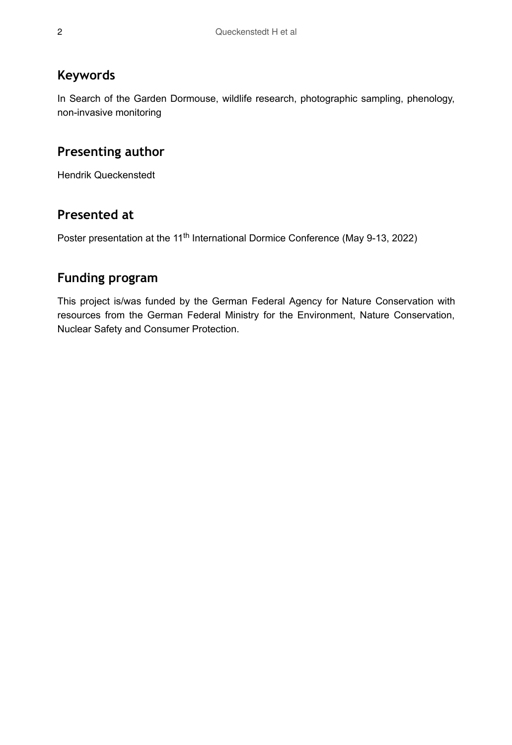## Keywords

In Search of the Garden Dormouse, wildlife research, photographic sampling, phenology, non-invasive monitoring

## Presenting author

Hendrik Queckenstedt

## Presented at

Poster presentation at the 11th International Dormice Conference (May 9-13, 2022)

## Funding program

This project is/was funded by the German Federal Agency for Nature Conservation with resources from the German Federal Ministry for the Environment, Nature Conservation, Nuclear Safety and Consumer Protection.